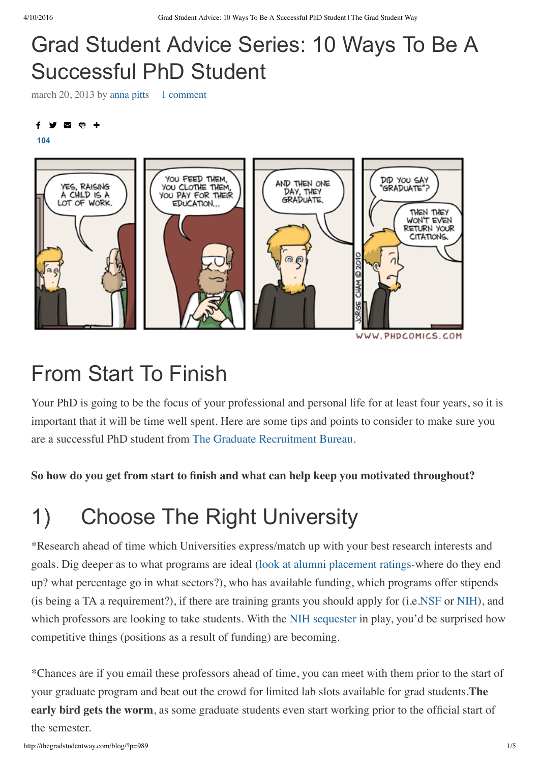# Grad Student Advice Series: 10 Ways To Be A Successful PhD Student

march 20, 2013 by anna pitts 1 comment

104

## From Start To Finish

Your PhD is going to be the focus of your professional and personal life for at least four years, so it is important that it will be time well spent. Here are some tips and points to consider to make sure you are a successful PhD student from The Graduate Recruitment Bureau.

**So how do you get from start to finish and what can help keep you motivated throughout?**

## 1) Choose The Right University

*Research ahead of time which Universities express/match up with your best research interests and goals. Dig deeper as to what programs are ideal (look at alumni placement ratings-where do they end up? what percentage go in what sectors?), who has available funding, which programs offer stipends (is being a TA a requirement?), if there are training grants you should apply for (i.e.NSF or NIH), and which professors are looking to take students. With the NIH sequester in play, you'd be surprised how competitive things (positions as a result of funding) are becoming.

*Chances are if you email these professors ahead of time, you can meet with them prior to the start of your graduate program and beat out the crowd for limited lab slots available for grad students.**The early bird gets the worm**, as some graduate students even start working prior to the official start of the semester.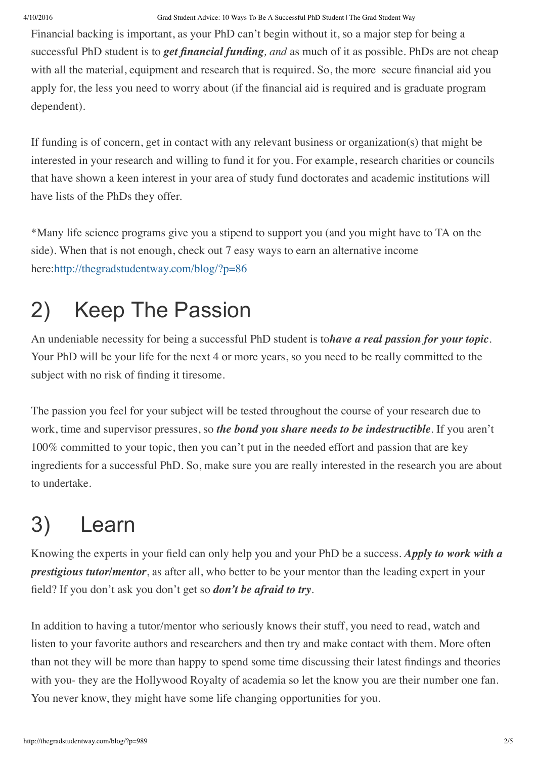Financial backing is important, as your PhD can't begin without it, so a major step for being a successful PhD student is to ***get financial funding****, and* as much of it as possible. PhDs are not cheap with all the material, equipment and research that is required. So, the more secure financial aid you apply for, the less you need to worry about (if the financial aid is required and is graduate program dependent).

If funding is of concern, get in contact with any relevant business or organization(s) that might be interested in your research and willing to fund it for you. For example, research charities or councils that have shown a keen interest in your area of study fund doctorates and academic institutions will have lists of the PhDs they offer.

*Many life science programs give you a stipend to support you (and you might have to TA on the side). When that is not enough, check out 7 easy ways to earn an alternative income here:http://thegradstudentway.com/blog/?p=86

## 2) Keep The Passion

An undeniable necessity for being a successful PhD student is to***have a real passion for your topic***. Your PhD will be your life for the next 4 or more years, so you need to be really committed to the subject with no risk of finding it tiresome.

The passion you feel for your subject will be tested throughout the course of your research due to work, time and supervisor pressures, so ***the bond you share needs to be indestructible***. If you aren't 100% committed to your topic, then you can't put in the needed effort and passion that are key ingredients for a successful PhD. So, make sure you are really interested in the research you are about to undertake.

## 3) Learn

Knowing the experts in your field can only help you and your PhD be a success. ***Apply to work with a prestigious tutor/mentor***, as after all, who better to be your mentor than the leading expert in your field? If you don't ask you don't get so ***don't be afraid to try***.

In addition to having a tutor/mentor who seriously knows their stuff, you need to read, watch and listen to your favorite authors and researchers and then try and make contact with them. More often than not they will be more than happy to spend some time discussing their latest findings and theories with you- they are the Hollywood Royalty of academia so let the know you are their number one fan. You never know, they might have some life changing opportunities for you.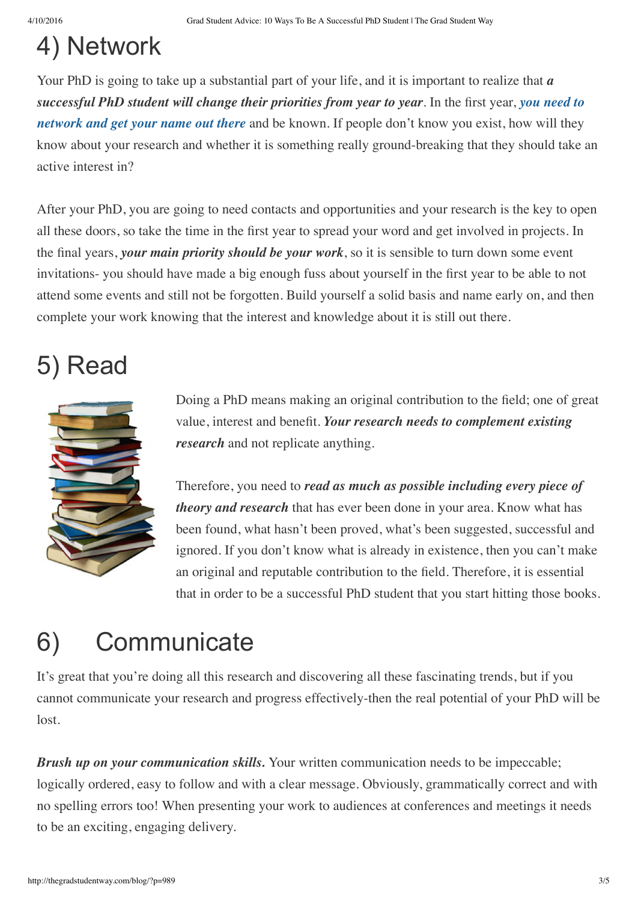## 4) Network

Your PhD is going to take up a substantial part of your life, and it is important to realize that ***a successful PhD student will change their priorities from year to year***. In the first year, ***you need to network and get your name out there*** and be known. If people don't know you exist, how will they know about your research and whether it is something really ground-breaking that they should take an active interest in?

After your PhD, you are going to need contacts and opportunities and your research is the key to open all these doors, so take the time in the first year to spread your word and get involved in projects. In the final years, ***your main priority should be your work***, so it is sensible to turn down some event invitations- you should have made a big enough fuss about yourself in the first year to be able to not attend some events and still not be forgotten. Build yourself a solid basis and name early on, and then complete your work knowing that the interest and knowledge about it is still out there.

## 5) Read

Doing a PhD means making an original contribution to the field; one of great value, interest and benefit. ***Your research needs to complement existing research*** and not replicate anything.

Therefore, you need to ***read as much as possible including every piece of theory and research*** that has ever been done in your area. Know what has been found, what hasn't been proved, what's been suggested, successful and ignored. If you don't know what is already in existence, then you can't make an original and reputable contribution to the field. Therefore, it is essential that in order to be a successful PhD student that you start hitting those books.

## 6) Communicate

It's great that you're doing all this research and discovering all these fascinating trends, but if you cannot communicate your research and progress effectively-then the real potential of your PhD will be lost.

***Brush up on your communication skills.*** Your written communication needs to be impeccable; logically ordered, easy to follow and with a clear message. Obviously, grammatically correct and with no spelling errors too! When presenting your work to audiences at conferences and meetings it needs to be an exciting, engaging delivery.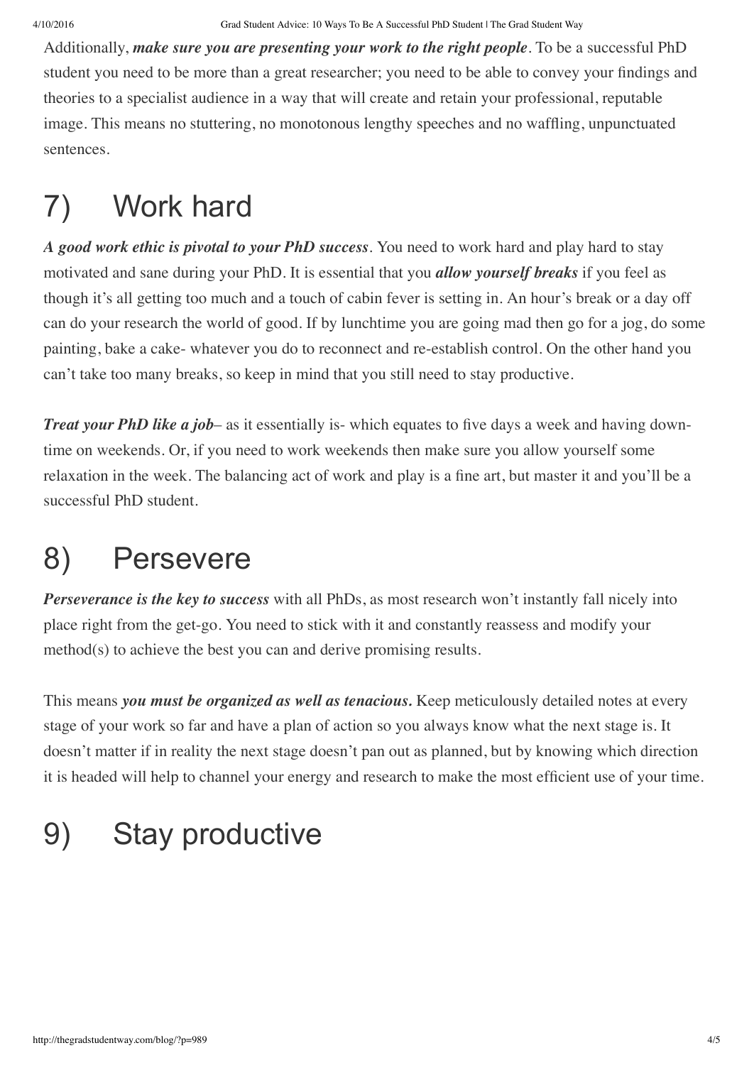Additionally, ***make sure you are presenting your work to the right people***. To be a successful PhD student you need to be more than a great researcher; you need to be able to convey your findings and theories to a specialist audience in a way that will create and retain your professional, reputable image. This means no stuttering, no monotonous lengthy speeches and no waffling, unpunctuated sentences.

# 7) Work hard

***A good work ethic is pivotal to your PhD success***. You need to work hard and play hard to stay motivated and sane during your PhD. It is essential that you ***allow yourself breaks*** if you feel as though it's all getting too much and a touch of cabin fever is setting in. An hour's break or a day off can do your research the world of good. If by lunchtime you are going mad then go for a jog, do some painting, bake a cake- whatever you do to reconnect and re-establish control. On the other hand you can't take too many breaks, so keep in mind that you still need to stay productive.

***Treat your PhD like a job***– as it essentially is- which equates to five days a week and having down-time on weekends. Or, if you need to work weekends then make sure you allow yourself some relaxation in the week. The balancing act of work and play is a fine art, but master it and you'll be a successful PhD student.

# 8) Persevere

***Perseverance is the key to success*** with all PhDs, as most research won't instantly fall nicely into place right from the get-go. You need to stick with it and constantly reassess and modify your method(s) to achieve the best you can and derive promising results.

This means ***you must be organized as well as tenacious.*** Keep meticulously detailed notes at every stage of your work so far and have a plan of action so you always know what the next stage is. It doesn't matter if in reality the next stage doesn't pan out as planned, but by knowing which direction it is headed will help to channel your energy and research to make the most efficient use of your time.

# 9) Stay productive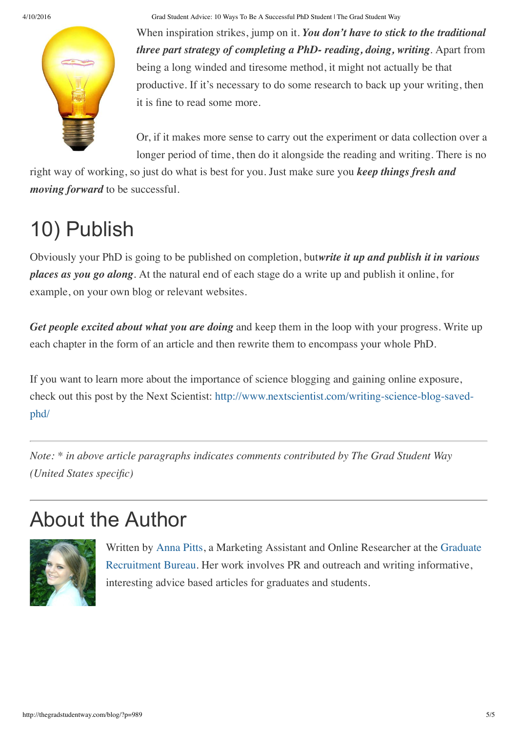When inspiration strikes, jump on it. ***You don't have to stick to the traditional three part strategy of completing a PhD- reading, doing, writing***. Apart from being a long winded and tiresome method, it might not actually be that productive. If it's necessary to do some research to back up your writing, then it is fine to read some more.

Or, if it makes more sense to carry out the experiment or data collection over a longer period of time, then do it alongside the reading and writing. There is no right way of working, so just do what is best for you. Just make sure you ***keep things fresh and moving forward*** to be successful.

# 10) Publish

Obviously your PhD is going to be published on completion, but***write it up and publish it in various places as you go along***. At the natural end of each stage do a write up and publish it online, for example, on your own blog or relevant websites.

***Get people excited about what you are doing*** and keep them in the loop with your progress. Write up each chapter in the form of an article and then rewrite them to encompass your whole PhD.

If you want to learn more about the importance of science blogging and gaining online exposure, check out this post by the Next Scientist: http://www.nextscientist.com/writing-science-blog-saved-phd/

---

*Note: * in above article paragraphs indicates comments contributed by The Grad Student Way (United States specific)*

---

# About the Author

Written by Anna Pitts, a Marketing Assistant and Online Researcher at the Graduate Recruitment Bureau. Her work involves PR and outreach and writing informative, interesting advice based articles for graduates and students.